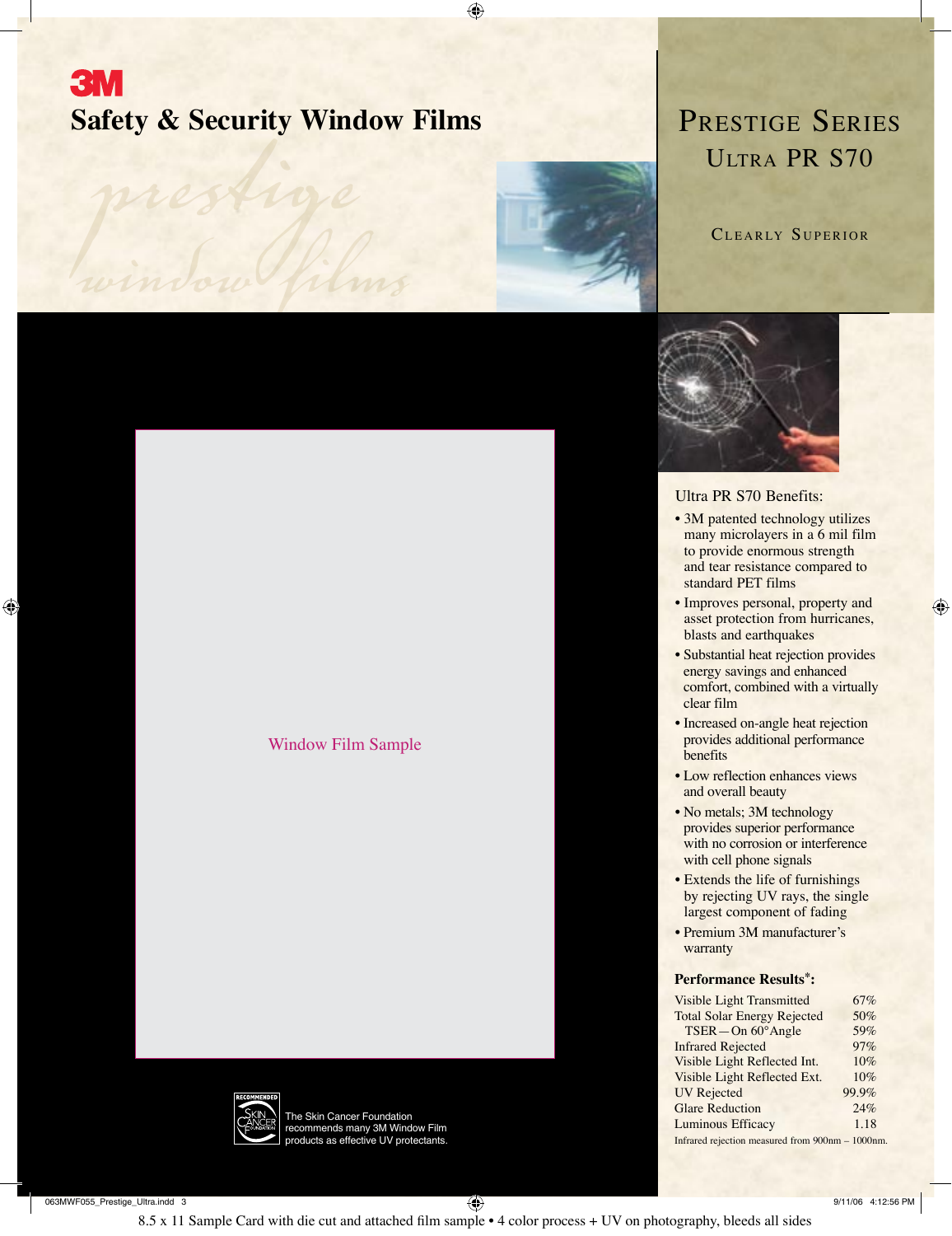3M

# Safety & Security Window Films

*prestige window films*

## Prestige Series
## Ultra PR S70

Clearly Superior

Window Film Sample

The Skin Cancer Foundation recommends many 3M Window Film products as effective UV protectants.

### Ultra PR S70 Benefits:

- 3M patented technology utilizes many microlayers in a 6 mil film to provide enormous strength and tear resistance compared to standard PET films
- Improves personal, property and asset protection from hurricanes, blasts and earthquakes
- Substantial heat rejection provides energy savings and enhanced comfort, combined with a virtually clear film
- Increased on-angle heat rejection provides additional performance benefits
- Low reflection enhances views and overall beauty
- No metals; 3M technology provides superior performance with no corrosion or interference with cell phone signals
- Extends the life of furnishings by rejecting UV rays, the single largest component of fading
- Premium 3M manufacturer's warranty

### Performance Results*:

| | |
|---|---|
| Visible Light Transmitted | 67% |
| Total Solar Energy Rejected | 50% |
| TSER—On 60° Angle | 59% |
| Infrared Rejected | 97% |
| Visible Light Reflected Int. | 10% |
| Visible Light Reflected Ext. | 10% |
| UV Rejected | 99.9% |
| Glare Reduction | 24% |
| Luminous Efficacy | 1.18 |

Infrared rejection measured from 900nm – 1000nm.

8.5 x 11 Sample Card with die cut and attached film sample • 4 color process + UV on photography, bleeds all sides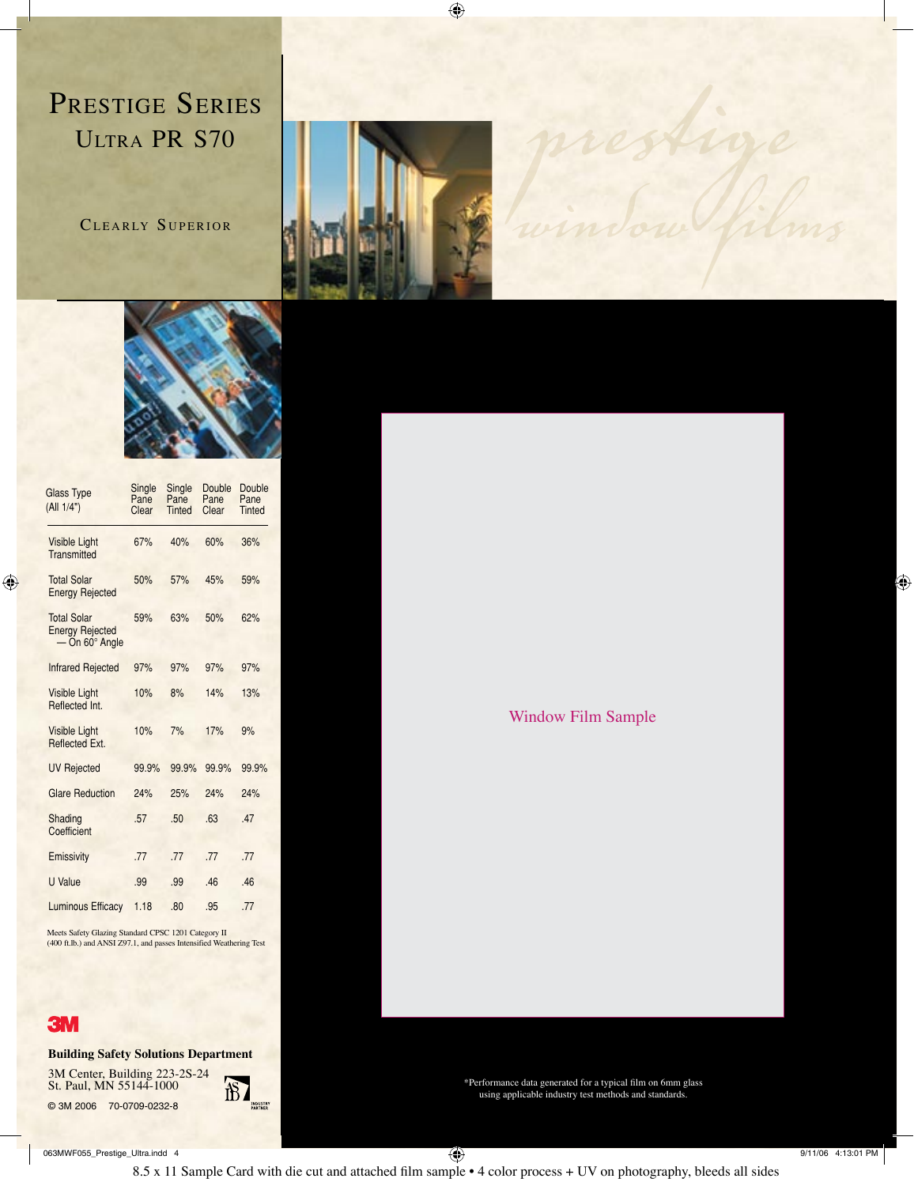# Prestige Series
## Ultra PR S70

Clearly Superior

| Glass Type (All 1/4") | Single Pane Clear | Single Pane Tinted | Double Pane Clear | Double Pane Tinted |
|---|---|---|---|---|
| Visible Light Transmitted | 67% | 40% | 60% | 36% |
| Total Solar Energy Rejected | 50% | 57% | 45% | 59% |
| Total Solar Energy Rejected — On 60° Angle | 59% | 63% | 50% | 62% |
| Infrared Rejected | 97% | 97% | 97% | 97% |
| Visible Light Reflected Int. | 10% | 8% | 14% | 13% |
| Visible Light Reflected Ext. | 10% | 7% | 17% | 9% |
| UV Rejected | 99.9% | 99.9% | 99.9% | 99.9% |
| Glare Reduction | 24% | 25% | 24% | 24% |
| Shading Coefficient | .57 | .50 | .63 | .47 |
| Emissivity | .77 | .77 | .77 | .77 |
| U Value | .99 | .99 | .46 | .46 |
| Luminous Efficacy | 1.18 | .80 | .95 | .77 |

Meets Safety Glazing Standard CPSC 1201 Category II (400 ft.lb.) and ANSI Z97.1, and passes Intensified Weathering Test

Window Film Sample

*Performance data generated for a typical film on 6mm glass using applicable industry test methods and standards.

3M

**Building Safety Solutions Department**

3M Center, Building 223-2S-24
St. Paul, MN 55144-1000

© 3M 2006 70-0709-0232-8

8.5 x 11 Sample Card with die cut and attached film sample • 4 color process + UV on photography, bleeds all sides